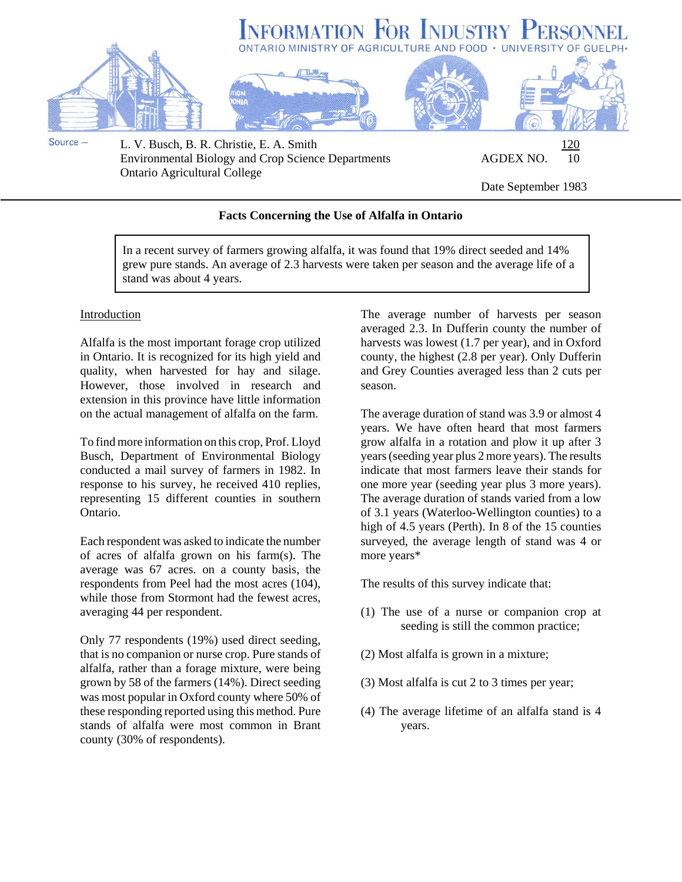# Information For Industry Personnel

ONTARIO MINISTRY OF AGRICULTURE AND FOOD • UNIVERSITY OF GUELPH•

Source – L. V. Busch, B. R. Christie, E. A. Smith
Environmental Biology and Crop Science Departments
Ontario Agricultural College

AGDEX NO. 120/10

Date September 1983

## Facts Concerning the Use of Alfalfa in Ontario

> In a recent survey of farmers growing alfalfa, it was found that 19% direct seeded and 14% grew pure stands. An average of 2.3 harvests were taken per season and the average life of a stand was about 4 years.

### Introduction

Alfalfa is the most important forage crop utilized in Ontario. It is recognized for its high yield and quality, when harvested for hay and silage. However, those involved in research and extension in this province have little information on the actual management of alfalfa on the farm.

To find more information on this crop, Prof. Lloyd Busch, Department of Environmental Biology conducted a mail survey of farmers in 1982. In response to his survey, he received 410 replies, representing 15 different counties in southern Ontario.

Each respondent was asked to indicate the number of acres of alfalfa grown on his farm(s). The average was 67 acres. on a county basis, the respondents from Peel had the most acres (104), while those from Stormont had the fewest acres, averaging 44 per respondent.

Only 77 respondents (19%) used direct seeding, that is no companion or nurse crop. Pure stands of alfalfa, rather than a forage mixture, were being grown by 58 of the farmers (14%). Direct seeding was most popular in Oxford county where 50% of these responding reported using this method. Pure stands of alfalfa were most common in Brant county (30% of respondents).

The average number of harvests per season averaged 2.3. In Dufferin county the number of harvests was lowest (1.7 per year), and in Oxford county, the highest (2.8 per year). Only Dufferin and Grey Counties averaged less than 2 cuts per season.

The average duration of stand was 3.9 or almost 4 years. We have often heard that most farmers grow alfalfa in a rotation and plow it up after 3 years (seeding year plus 2 more years). The results indicate that most farmers leave their stands for one more year (seeding year plus 3 more years). The average duration of stands varied from a low of 3.1 years (Waterloo-Wellington counties) to a high of 4.5 years (Perth). In 8 of the 15 counties surveyed, the average length of stand was 4 or more years*

The results of this survey indicate that:

(1) The use of a nurse or companion crop at seeding is still the common practice;

(2) Most alfalfa is grown in a mixture;

(3) Most alfalfa is cut 2 to 3 times per year;

(4) The average lifetime of an alfalfa stand is 4 years.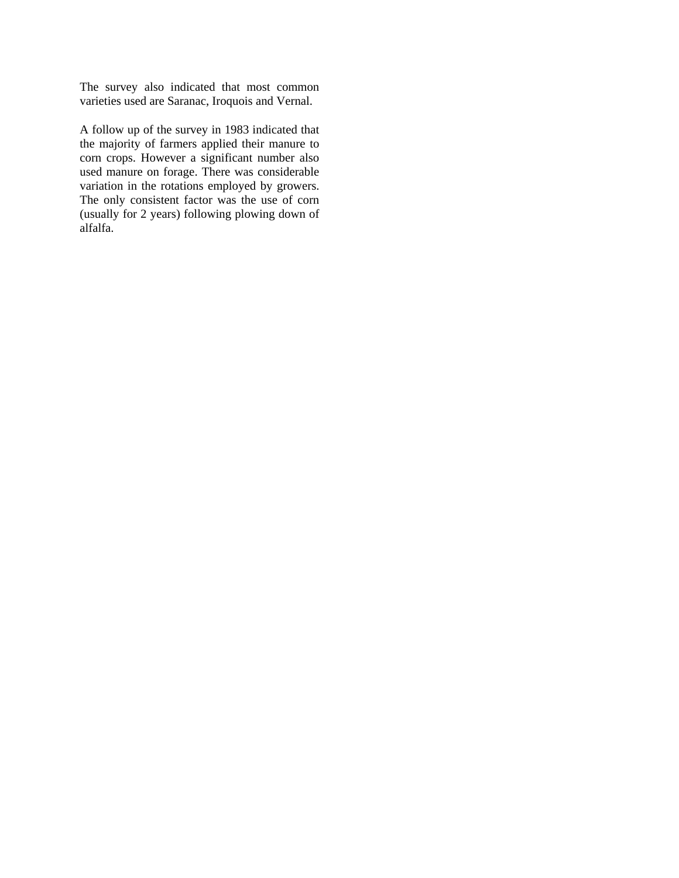The survey also indicated that most common varieties used are Saranac, Iroquois and Vernal.

A follow up of the survey in 1983 indicated that the majority of farmers applied their manure to corn crops. However a significant number also used manure on forage. There was considerable variation in the rotations employed by growers. The only consistent factor was the use of corn (usually for 2 years) following plowing down of alfalfa.